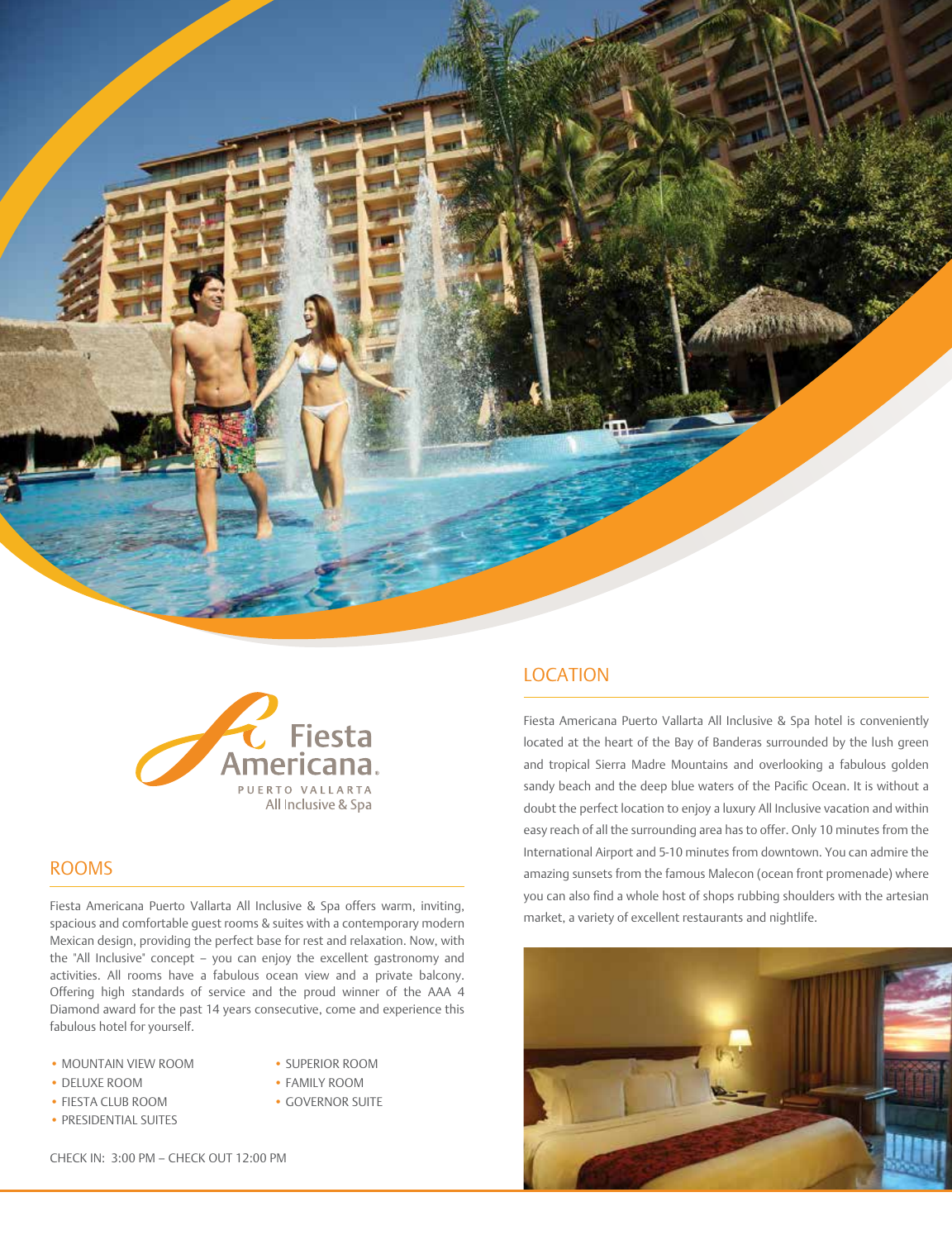Fiesta Americana

PUERTO VALLARTA

All Inclusive & Spa

## ROOMS

Fiesta Americana Puerto Vallarta All Inclusive & Spa offers warm, inviting, spacious and comfortable guest rooms & suites with a contemporary modern Mexican design, providing the perfect base for rest and relaxation. Now, with the "All Inclusive" concept – you can enjoy the excellent gastronomy and activities. All rooms have a fabulous ocean view and a private balcony. Offering high standards of service and the proud winner of the AAA 4 Diamond award for the past 14 years consecutive, come and experience this fabulous hotel for yourself.

- MOUNTAIN VIEW ROOM
- DELUXE ROOM
- FIESTA CLUB ROOM
- PRESIDENTIAL SUITES
- SUPERIOR ROOM
- FAMILY ROOM
- GOVERNOR SUITE

CHECK IN: 3:00 PM – CHECK OUT 12:00 PM

## LOCATION

Fiesta Americana Puerto Vallarta All Inclusive & Spa hotel is conveniently located at the heart of the Bay of Banderas surrounded by the lush green and tropical Sierra Madre Mountains and overlooking a fabulous golden sandy beach and the deep blue waters of the Pacific Ocean. It is without a doubt the perfect location to enjoy a luxury All Inclusive vacation and within easy reach of all the surrounding area has to offer. Only 10 minutes from the International Airport and 5-10 minutes from downtown. You can admire the amazing sunsets from the famous Malecon (ocean front promenade) where you can also find a whole host of shops rubbing shoulders with the artesian market, a variety of excellent restaurants and nightlife.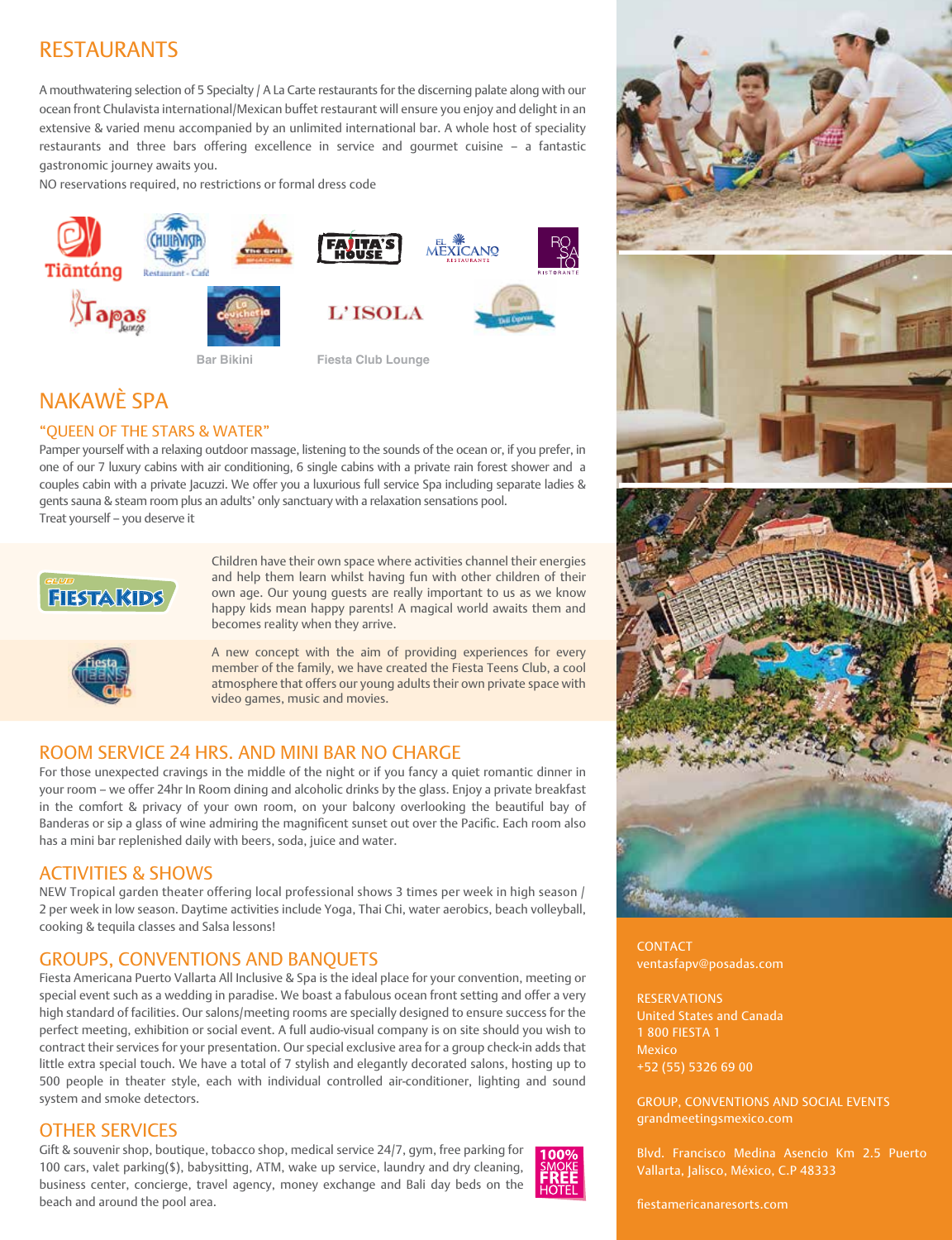## RESTAURANTS

A mouthwatering selection of 5 Specialty / A La Carte restaurants for the discerning palate along with our ocean front Chulavista international/Mexican buffet restaurant will ensure you enjoy and delight in an extensive & varied menu accompanied by an unlimited international bar. A whole host of speciality restaurants and three bars offering excellence in service and gourmet cuisine – a fantastic gastronomic journey awaits you.
NO reservations required, no restrictions or formal dress code

Tiāntáng · Chulavista Restaurant - Café · The Grill · Fajita's House · El Mexicano Restaurante · Rosato Ristorante · Tapas Lounge · La Cevichería · L'Isola · Deli Express

Bar Bikini

Fiesta Club Lounge

## NAKAWÈ SPA

### "QUEEN OF THE STARS & WATER"

Pamper yourself with a relaxing outdoor massage, listening to the sounds of the ocean or, if you prefer, in one of our 7 luxury cabins with air conditioning, 6 single cabins with a private rain forest shower and a couples cabin with a private Jacuzzi. We offer you a luxurious full service Spa including separate ladies & gents sauna & steam room plus an adults' only sanctuary with a relaxation sensations pool.
Treat yourself – you deserve it

Club Fiesta Kids

Children have their own space where activities channel their energies and help them learn whilst having fun with other children of their own age. Our young guests are really important to us as we know happy kids mean happy parents! A magical world awaits them and becomes reality when they arrive.

Fiesta Teens Club

A new concept with the aim of providing experiences for every member of the family, we have created the Fiesta Teens Club, a cool atmosphere that offers our young adults their own private space with video games, music and movies.

## ROOM SERVICE 24 HRS. AND MINI BAR NO CHARGE

For those unexpected cravings in the middle of the night or if you fancy a quiet romantic dinner in your room – we offer 24hr In Room dining and alcoholic drinks by the glass. Enjoy a private breakfast in the comfort & privacy of your own room, on your balcony overlooking the beautiful bay of Banderas or sip a glass of wine admiring the magnificent sunset out over the Pacific. Each room also has a mini bar replenished daily with beers, soda, juice and water.

## ACTIVITIES & SHOWS

NEW Tropical garden theater offering local professional shows 3 times per week in high season / 2 per week in low season. Daytime activities include Yoga, Thai Chi, water aerobics, beach volleyball, cooking & tequila classes and Salsa lessons!

## GROUPS, CONVENTIONS AND BANQUETS

Fiesta Americana Puerto Vallarta All Inclusive & Spa is the ideal place for your convention, meeting or special event such as a wedding in paradise. We boast a fabulous ocean front setting and offer a very high standard of facilities. Our salons/meeting rooms are specially designed to ensure success for the perfect meeting, exhibition or social event. A full audio-visual company is on site should you wish to contract their services for your presentation. Our special exclusive area for a group check-in adds that little extra special touch. We have a total of 7 stylish and elegantly decorated salons, hosting up to 500 people in theater style, each with individual controlled air-conditioner, lighting and sound system and smoke detectors.

## OTHER SERVICES

Gift & souvenir shop, boutique, tobacco shop, medical service 24/7, gym, free parking for 100 cars, valet parking($), babysitting, ATM, wake up service, laundry and dry cleaning, business center, concierge, travel agency, money exchange and Bali day beds on the beach and around the pool area.

100% SMOKE FREE HOTEL

CONTACT
ventasfapv@posadas.com

RESERVATIONS
United States and Canada
1 800 FIESTA 1
Mexico
+52 (55) 5326 69 00

GROUP, CONVENTIONS AND SOCIAL EVENTS
grandmeetingsmexico.com

Blvd. Francisco Medina Asencio Km 2.5 Puerto Vallarta, Jalisco, México, C.P 48333

fiestamericanaresorts.com